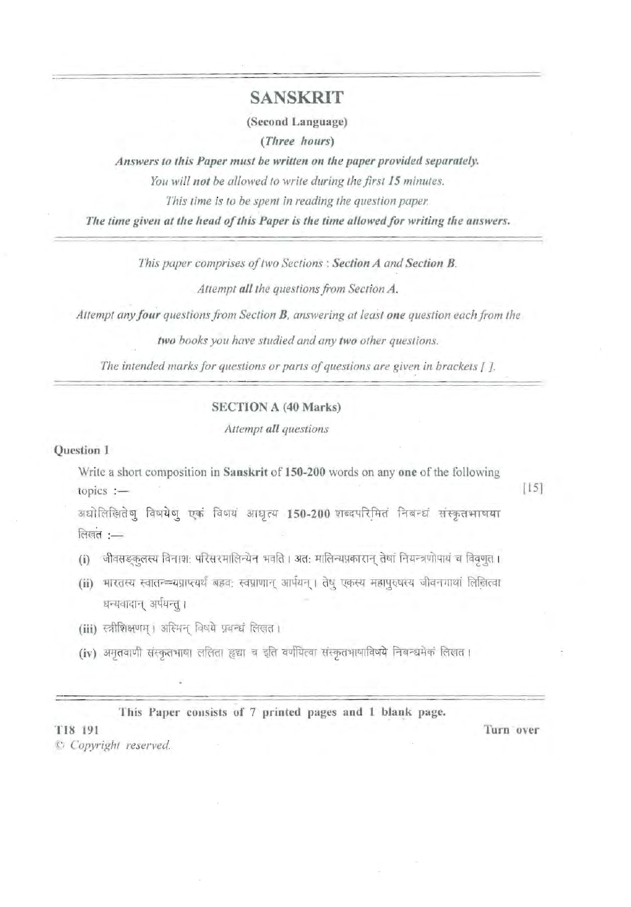# SANSKRIT

**(Second Language)**

***(Three hours)***

***Answers to this Paper must be written on the paper provided separately.***

*You will **not** be allowed to write during the first 15 minutes.*

*This time is to be spent in reading the question paper.*

***The time given at the head of this Paper is the time allowed for writing the answers.***

---

*This paper comprises of two Sections : **Section A** and **Section B**.*

*Attempt **all** the questions from Section A.*

*Attempt any **four** questions from Section **B**, answering at least **one** question each from the **two** books you have studied and any **two** other questions.*

*The intended marks for questions or parts of questions are given in brackets [ ].*

---

## SECTION A (40 Marks)

*Attempt **all** questions*

**Question 1**

Write a short composition in **Sanskrit** of **150-200** words on any **one** of the following topics :— [15]

अधोलिखितेषु विषयेषु एकं विषयं आधृत्य **150-200** शब्दपरिमितं निबन्धं संस्कृतभाषया लिखत :—

(i) जीवसङ्कुलस्य विनाशः परिसरमालिन्येन भवति। अतः मालिन्यप्रकारान् तेषां नियन्त्रणोपायं च विवृणुत।

(ii) भारतस्य स्वातन्त्र्यप्राप्त्यर्थं बहवः स्वप्राणान् आर्पयन्। तेषु एकस्य महापुरुषस्य जीवनगाथां लिखित्वा धन्यवादान् अर्पयन्तु।

(iii) स्त्रीशिक्षणम्। अस्मिन् विषये प्रबन्धं लिखत।

(iv) अमृतवाणी संस्कृतभाषा ललिता हृद्या च इति वर्णयित्वा संस्कृतभाषाविषये निबन्धमेकं लिखत।

---

**This Paper consists of 7 printed pages and 1 blank page.**

T18 191

© *Copyright reserved.*

Turn over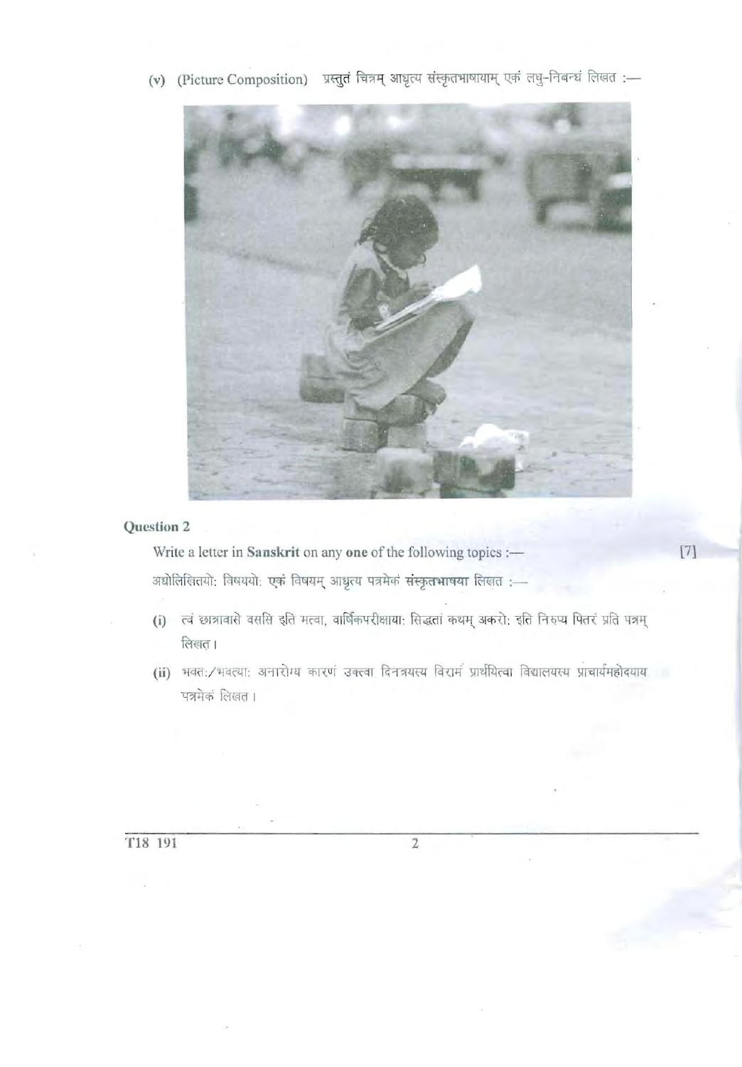(v) (Picture Composition) प्रस्तुतं चित्रम् आधृत्य संस्कृतभाषायाम् एकं लघु-निबन्धं लिखत :—

## Question 2

Write a letter in **Sanskrit** on any **one** of the following topics :— [7]

अधोलिखितयोः विषययोः **एकं** विषयम् आधृत्य पत्रमेकं **संस्कृतभाषया** लिखत :—

(i) त्वं छात्रावासे वससि इति मत्वा, वार्षिकपरीक्षायाः सिद्धतां कथम् अकरोः इति निरुप्य पितरं प्रति पत्रम् लिखत।

(ii) भवतः/भवत्याः अनारोग्य कारणं उक्त्वा दिनत्रयस्य विरामं प्रार्थयित्वा विद्यालयस्य प्राचार्यमहोदयाय पत्रमेकं लिखत।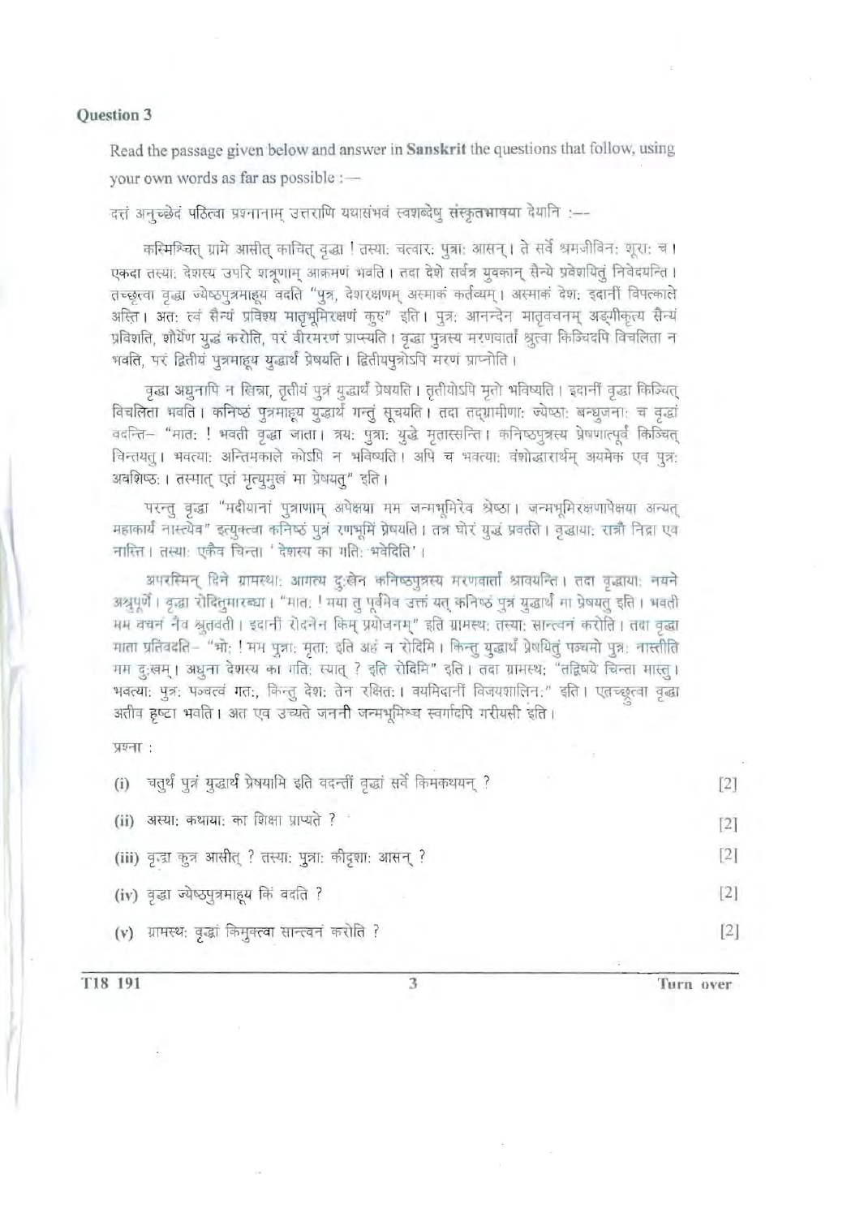### Question 3

Read the passage given below and answer in **Sanskrit** the questions that follow, using your own words as far as possible :—

दत्तं अनुच्छेदं पठित्वा प्रश्नानाम् उत्तराणि यथासंभवं स्वशब्देषु संस्कृतभाषया देयानि :—

कस्मिंश्चित् ग्रामे आसीत् काचित् वृद्धा ! तस्याः चत्वारः पुत्राः आसन्। ते सर्वे श्रमजीविनः शूराः च। एकदा तस्याः देशस्य उपरि शत्रूणाम् आक्रमणं भवति। तदा देशे सर्वत्र युवकान् सैन्ये प्रवेशयितुं निवेदयन्ति। तच्छ्रुत्वा वृद्धा ज्येष्ठपुत्रमाहूय वदति "पुत्र, देशरक्षणम् अस्माकं कर्तव्यम्। अस्माकं देशः इदानीं विपत्काले अस्ति। अतः त्वं सैन्यं प्रविश्य मातृभूमिरक्षणं कुरु" इति। पुत्रः आनन्देन मातृवचनम् अङ्गीकृत्य सैन्यं प्रविशति, शौर्येण युद्धं करोति, परं वीरमरणं प्राप्नोति। वृद्धा पुत्रस्य मरणवार्तां श्रुत्वा किञ्चिदपि विचलिता न भवति, परं द्वितीयं पुत्रमाहूय युद्धार्थं प्रेषयति। द्वितीयपुत्रोऽपि मरणं प्राप्नोति।

वृद्धा अद्यापि न खिन्ना, तृतीयं पुत्रं युद्धार्थं प्रेषयति। तृतीयोऽपि मृतो भविष्यति। इदानीं वृद्धा किञ्चित् विचलिता भवति। कनिष्ठं पुत्रमाहूय युद्धार्थं गन्तुं सूचयति। तदा तद्ग्रामीणाः ज्येष्ठाः बन्धुजनाः च वृद्धां वदन्ति– "मातः ! भवती वृद्धा जाता। त्रयः पुत्राः युद्धे मृतास्सन्ति। कनिष्ठपुत्रस्य प्रेषणात्पूर्वं किञ्चित् चिन्तयतु। भवत्याः अन्तिमकाले कोऽपि न भविष्यति। अपि च भवत्याः वंशोद्धारार्थम् अयमेक एव पुत्रः अवशिष्टः। तस्मात् एतं मृत्युमुखं मा प्रेषयतु" इति।

परन्तु वृद्धा "मदीयानां पुत्राणाम् अपेक्षया मम जन्मभूमिरेव श्रेष्ठा। जन्मभूमिरक्षणापेक्षया अन्यत् महाकार्यं नास्त्येव" इत्युक्त्वा कनिष्ठं पुत्रं रणभूमिं प्रेषयति। तत्र घोरं युद्धं प्रवर्तते। वृद्धायाः रात्रौ निद्रा एव नास्ति। तस्याः एकैव चिन्ता 'देशस्य का गतिः भवेदिति'।

अपरस्मिन् दिने ग्रामस्थाः आगत्य दुःखेन कनिष्ठपुत्रस्य मरणवार्तां श्रावयन्ति। तदा वृद्धायाः नयने अश्रुपूर्णे। वृद्धा रोदितुमारब्धा। "मातः ! मया तु पूर्वमेव उक्तं यत् कनिष्ठं पुत्रं युद्धार्थं मा प्रेषयतु इति। भवती मम वचनं नैव श्रुतवती। इदानीं रोदनेन किम् प्रयोजनम्" इति ग्रामस्थः तस्याः सान्त्वनं करोति। तदा वृद्धा माता प्रतिवदति– "भोः ! मम पुत्राः मृताः इति अहं न रोदिमि। किन्तु युद्धार्थं प्रेषयितुं पञ्चमो पुत्रः नास्तीति मम दुःखम्। अधुना देशस्य का गतिः स्यात् ? इति रोदिमि" इति। तदा ग्रामस्थः "तद्विषये चिन्ता मास्तु। भवत्याः पुत्रः पञ्चत्वं गतः, किन्तु देशः तेन रक्षितः। वयमिदानीं विजयशालिनः" इति। एतच्छ्रुत्वा वृद्धा अतीव हृष्टा भवति। अत एव उच्यते जननी जन्मभूमिश्च स्वर्गादपि गरीयसी इति।

प्रश्नाः :

(i) चतुर्थं पुत्रं युद्धार्थं प्रेषयामि इति वदन्तीं वृद्धां सर्वे किमकथयन् ? [2]

(ii) अस्याः कथायाः का शिक्षा प्राप्यते ? [2]

(iii) वृद्धा कुत्र आसीत् ? तस्याः पुत्राः कीदृशाः आसन् ? [2]

(iv) वृद्धा ज्येष्ठपुत्रमाहूय किं वदति ? [2]

(v) ग्रामस्थः वृद्धां किमुक्त्वा सान्त्वनं करोति ? [2]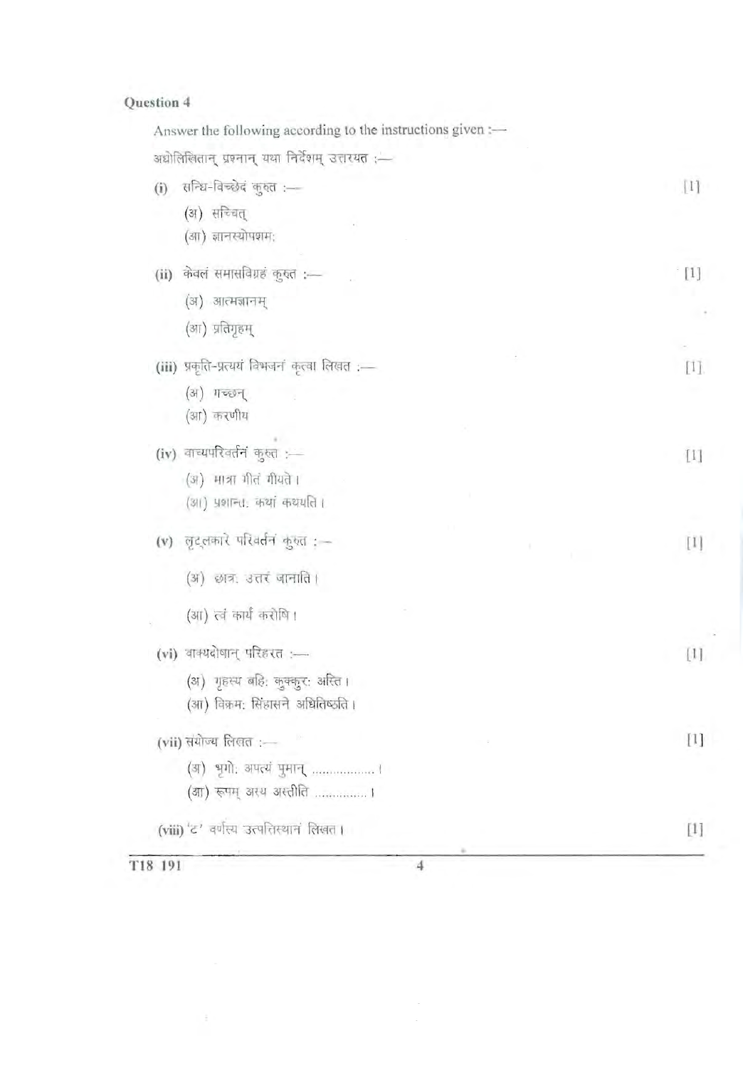## Question 4

Answer the following according to the instructions given :—

अधोलिखितान् प्रश्नान् यथा निर्देशम् उत्तरयत :—

(i) सन्धि-विच्छेदं कुरुत :— [1]

(अ) सच्चित्

(आ) ज्ञानस्योपशमः

(ii) केवलं समासविग्रहं कुरुत :— [1]

(अ) आत्मज्ञानम्

(आ) प्रतिगृहम्

(iii) प्रकृति-प्रत्ययं विभजनं कृत्वा लिखत :— [1]

(अ) गच्छन्

(आ) करणीय

(iv) वाच्यपरिवर्तनं कुरुत :— [1]

(अ) मात्रा गीतं गीयते।

(आ) प्रशान्तः कथां कथयति।

(v) लृट्लकारे परिवर्तनं कुरुत :— [1]

(अ) छात्रः उत्तरं जानाति।

(आ) त्वं कार्यं करोषि।

(vi) वाक्यदोषान् परिहरत :— [1]

(अ) गृहस्य बहिः कुक्कुरः अस्ति।

(आ) विक्रमः सिंहासने अधितिष्ठति।

(vii) संयोज्य लिखत :— [1]

(अ) भृगोः अपत्यं पुमान् .................।

(आ) रूपम् अस्य अस्तीति ..............।

(viii) 'ट' वर्णस्य उत्पत्तिस्थानं लिखत। [1]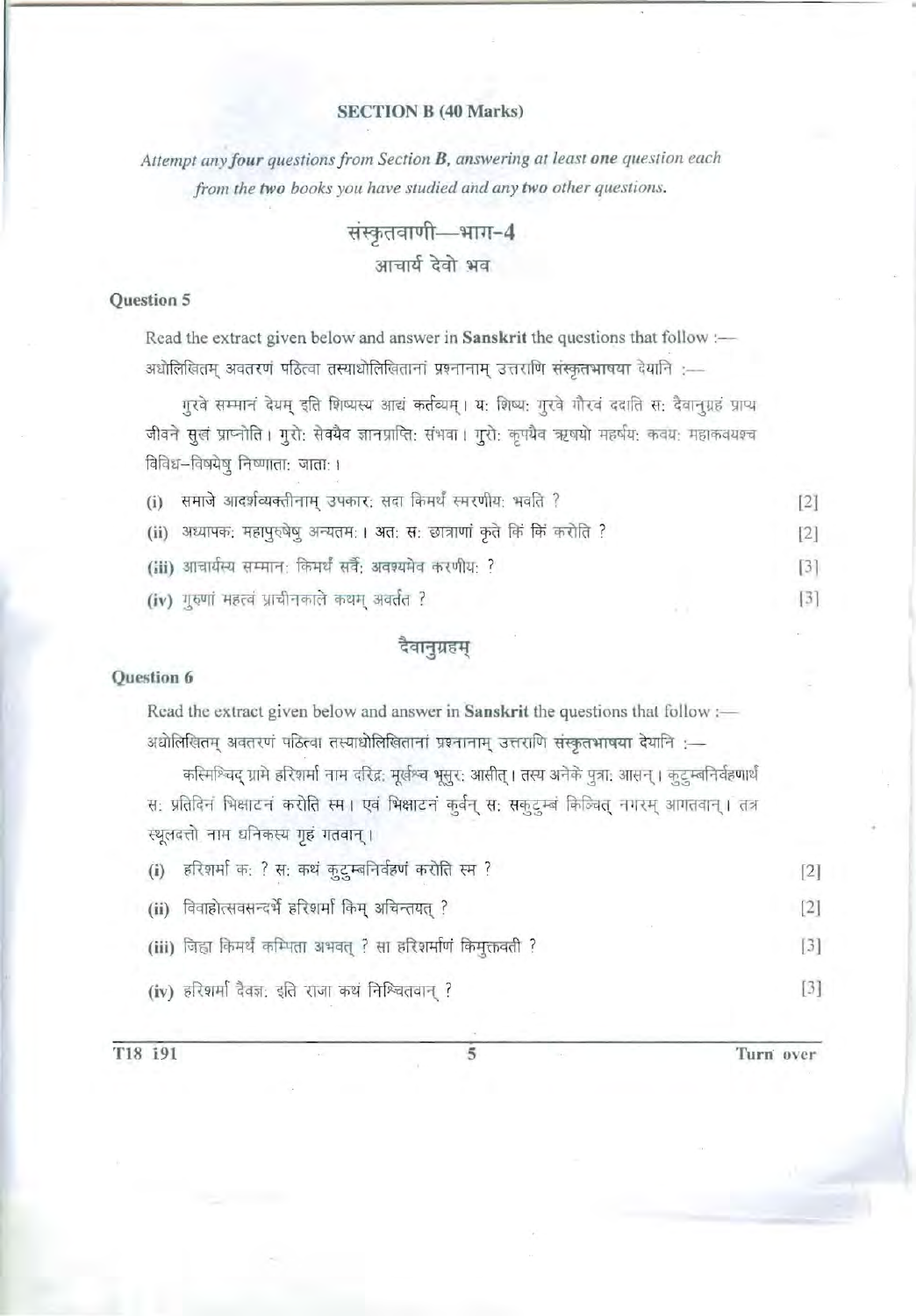## SECTION B (40 Marks)

*Attempt any **four** questions from Section **B**, answering at least **one** question each from the **two** books you have studied and any **two** other questions.*

# संस्कृतवाणी—भाग-4

## आचार्य देवो भव

### Question 5

Read the extract given below and answer in **Sanskrit** the questions that follow :—
अधोलिखितम् अवतरणं पठित्वा तस्याधोलिखितानां प्रश्नानाम् उत्तराणि **संस्कृतभाषया** देयानि :—

गुरवे सम्मानं देयम् इति शिष्यस्य आद्यं कर्तव्यम्। यः शिष्यः गुरवे गौरवं ददाति सः दैवानुग्रहं प्राप्य जीवने सुखं प्राप्नोति। गुरोः सेवयैव ज्ञानप्राप्तिः संभवा। गुरोः कृपयैव ऋषयो महर्षयः कवयः महाकवयश्च विविध–विषयेषु निष्णाताः जाताः।

(i) समाजे आदर्शव्यक्तीनाम् उपकारः सदा किमर्थं स्मरणीयः भवति ? [2]

(ii) अध्यापकः महापुरुषेषु अन्यतमः। अतः सः छात्राणां कृते किं किं करोति ? [2]

(iii) आचार्यस्य सम्मानः किमर्थं सर्वैः अवश्यमेव करणीयः ? [3]

(iv) गुरूणां महत्वं प्राचीनकाले कथम् अवर्तत ? [3]

## दैवानुग्रहम्

### Question 6

Read the extract given below and answer in **Sanskrit** the questions that follow :—
अधोलिखितम् अवतरणं पठित्वा तस्याधोलिखितानां प्रश्नानाम् उत्तराणि **संस्कृतभाषया** देयानि :—

कस्मिंश्चिद् ग्रामे हरिशर्मा नाम दरिद्रः मूर्खश्च भूसुरः आसीत्। तस्य अनेके पुत्राः आसन्। कुटुम्बनिर्वहणार्थं सः प्रतिदिनं भिक्षाटनं करोति स्म। एवं भिक्षाटनं कुर्वन् सः सकुटुम्बं किञ्चित् नगरम् आगतवान्। तत्र स्थूलदत्तो नाम धनिकस्य गृहं गतवान्।

(i) हरिशर्मा कः ? सः कथं कुटुम्बनिर्वहणं करोति स्म ? [2]

(ii) विवाहोत्सवसन्दर्भे हरिशर्मा किम् अचिन्तयत् ? [2]

(iii) जिह्वा किमर्थं कम्पिता अभवत् ? सा हरिशर्माणं किमुक्तवती ? [3]

(iv) हरिशर्मा दैवज्ञः इति राजा कथं निश्चितवान् ? [3]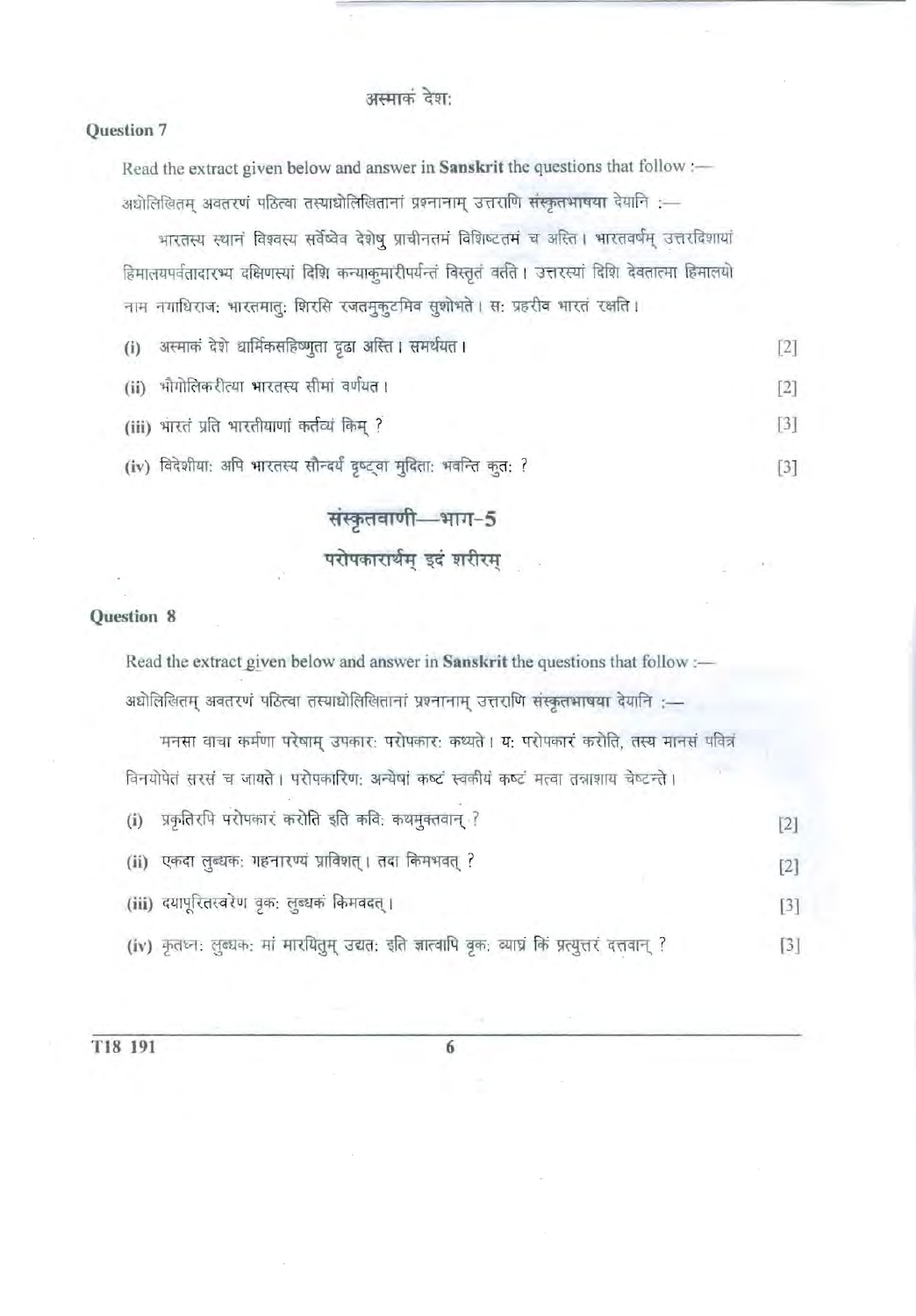## अस्माकं देशः

### Question 7

Read the extract given below and answer in **Sanskrit** the questions that follow :—

अधोलिखितम् अवतरणं पठित्वा तस्याधोलिखितानां प्रश्नानाम् उत्तराणि **संस्कृतभाषया** देयानि :—

भारतस्य स्थानं विश्वस्य सर्वेष्वेव देशेषु प्राचीनतमं विशिष्टतमं च अस्ति। भारतवर्षम् उत्तरदिशायां हिमालयपर्वतादारभ्य दक्षिणस्यां दिशि कन्याकुमारीपर्यन्तं विस्तृतं वर्तते। उत्तरस्यां दिशि देवतात्मा हिमालयो नाम नगाधिराजः भारतमातुः शिरसि रजतमुकुटमिव सुशोभते। सः प्रहरीव भारतं रक्षति।

(i) अस्माकं देशे धार्मिकसहिष्णुता दृढा अस्ति। समर्थयत। [2]

(ii) भौगोलिकरीत्या भारतस्य सीमां वर्णयत। [2]

(iii) भारतं प्रति भारतीयाणां कर्तव्यं किम् ? [3]

(iv) विदेशीयाः अपि भारतस्य सौन्दर्यं दृष्ट्वा मुदिताः भवन्ति कुतः ? [3]

## संस्कृतवाणी—भाग-5

## परोपकारार्थम् इदं शरीरम्

### Question 8

Read the extract given below and answer in **Sanskrit** the questions that follow :—

अधोलिखितम् अवतरणं पठित्वा तस्याधोलिखितानां प्रश्नानाम् उत्तराणि **संस्कृतभाषया** देयानि :—

मनसा वाचा कर्मणा परेषाम् उपकारः परोपकारः कथ्यते। यः परोपकारं करोति, तस्य मानसं पवित्रं विनयोपेतं सरसं च जायते। परोपकारिणः अन्येषां कष्टं स्वकीयं कष्टं मत्वा तन्नाशाय चेष्टन्ते।

(i) प्रकृतिरपि परोपकारं करोति इति कविः कथमुक्तवान् ? [2]

(ii) एकदा लुब्धकः गहनारण्यं प्राविशत्। तदा किमभवत् ? [2]

(iii) दयापूरितस्वरेण वृकः लुब्धकं किमवदत्। [3]

(iv) कृतघ्नः लुब्धकः मां मारयितुम् उद्यतः इति ज्ञात्वापि वृकः व्याघ्रं किं प्रत्युत्तरं दत्तवान् ? [3]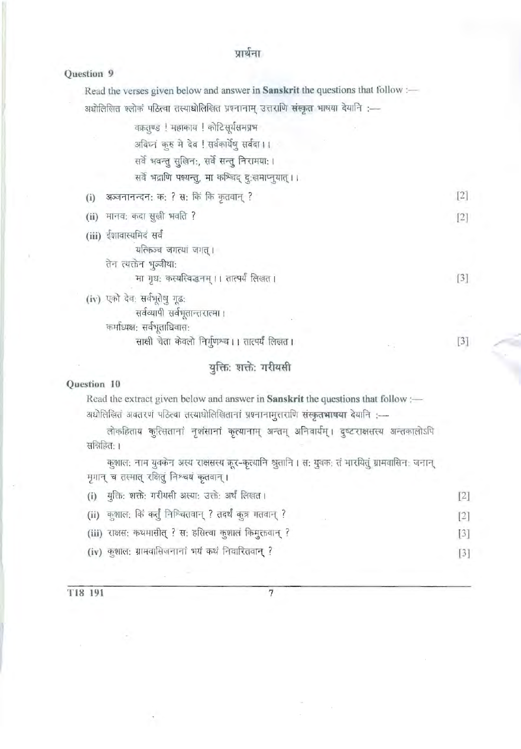## प्रार्थना

**Question 9**

Read the verses given below and answer in **Sanskrit** the questions that follow :—

अधोलिखित श्लोकं पठित्वा तस्याधोलिखित प्रश्नानाम् उत्तराणि **संस्कृत** भाषया देयानि :—

> वक्रतुण्ड ! महाकाय ! कोटिसूर्यसमप्रभ
> अविघ्नं कुरु मे देव ! सर्वकार्येषु सर्वदा।।
> सर्वे भवन्तु सुखिनः, सर्वे सन्तु निरामयाः।
> सर्वे भद्राणि पश्यन्तु, मा कश्चिद् दुःखमाप्नुयात्।।

(i) अञ्जनानन्दनः कः ? सः किं किं कृतवान् ? [2]

(ii) मानवः कदा सुखी भवति ? [2]

(iii) ईशावास्यमिदं सर्वं
  यत्किञ्च जगत्यां जगत्।
 तेन त्यक्तेन भुञ्जीथाः
  मा गृधः कस्यस्विद्धनम्।। तात्पर्यं लिखत। [3]

(iv) एको देवः सर्वभूतेषु गूढः
  सर्वव्यापी सर्वभूतान्तरात्मा।
 कर्माध्यक्षः सर्वभूताधिवासः
  साक्षी चेता केवलो निर्गुणश्च।। तात्पर्यं लिखत। [3]

## युक्तिः शक्तेः गरीयसी

**Question 10**

Read the extract given below and answer in **Sanskrit** the questions that follow :—

अधोलिखितं अवतरणं पठित्वा तस्याधोलिखितानां प्रश्नानामुत्तराणि **संस्कृतभाषया** देयानि :—

लोकहिताय कुत्सितानां नृशंसानां कृत्यानाम् अन्तम् अनिवार्यम्। दुष्टराक्षसस्य अन्तकालोऽपि सन्निहितः।

कुशालः नाम युवकेन अस्य राक्षसस्य क्रूर-कृत्यानि श्रुतानि। सः युवकः तं मारयितुं ग्रामवासिनः जनान् मृगान् च तस्मात् रक्षितुं निश्चयं कृतवान्।

(i) युक्तिः शक्तेः गरीयसी अस्याः उक्तेः अर्थं लिखत। [2]

(ii) कुशालः किं कर्तुं निश्चितवान् ? तदर्थं कुत्र गतवान् ? [2]

(iii) राक्षसः कथमासीत् ? सः हसित्वा कुशालं किमुक्तवान् ? [3]

(iv) कुशालः ग्रामवासिजनानां भयं कथं निवारितवान् ? [3]

T18 191